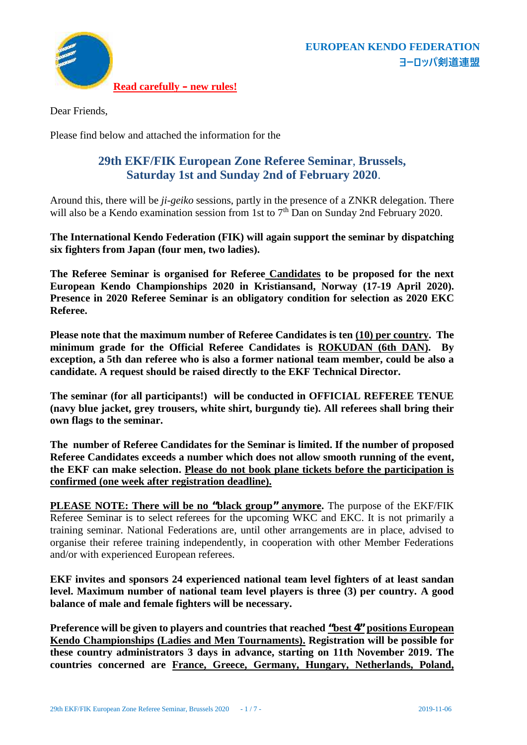**EUROPEAN KENDO FEDERATION**
**ヨーロッパ剣道連盟**

**Read carefully – new rules!**

Dear Friends,

Please find below and attached the information for the

## 29th EKF/FIK European Zone Referee Seminar, Brussels, Saturday 1st and Sunday 2nd of February 2020.

Around this, there will be *ji-geiko* sessions, partly in the presence of a ZNKR delegation. There will also be a Kendo examination session from 1st to 7th Dan on Sunday 2nd February 2020.

**The International Kendo Federation (FIK) will again support the seminar by dispatching six fighters from Japan (four men, two ladies).**

**The Referee Seminar is organised for Referee Candidates to be proposed for the next European Kendo Championships 2020 in Kristiansand, Norway (17-19 April 2020). Presence in 2020 Referee Seminar is an obligatory condition for selection as 2020 EKC Referee.**

**Please note that the maximum number of Referee Candidates is ten (10) per country. The minimum grade for the Official Referee Candidates is ROKUDAN (6th DAN). By exception, a 5th dan referee who is also a former national team member, could be also a candidate. A request should be raised directly to the EKF Technical Director.**

**The seminar (for all participants!) will be conducted in OFFICIAL REFEREE TENUE (navy blue jacket, grey trousers, white shirt, burgundy tie). All referees shall bring their own flags to the seminar.**

**The number of Referee Candidates for the Seminar is limited. If the number of proposed Referee Candidates exceeds a number which does not allow smooth running of the event, the EKF can make selection. Please do not book plane tickets before the participation is confirmed (one week after registration deadline).**

**PLEASE NOTE: There will be no "black group" anymore.** The purpose of the EKF/FIK Referee Seminar is to select referees for the upcoming WKC and EKC. It is not primarily a training seminar. National Federations are, until other arrangements are in place, advised to organise their referee training independently, in cooperation with other Member Federations and/or with experienced European referees.

**EKF invites and sponsors 24 experienced national team level fighters of at least sandan level. Maximum number of national team level players is three (3) per country. A good balance of male and female fighters will be necessary.**

**Preference will be given to players and countries that reached "best 4" positions European Kendo Championships (Ladies and Men Tournaments). Registration will be possible for these country administrators 3 days in advance, starting on 11th November 2019. The countries concerned are France, Greece, Germany, Hungary, Netherlands, Poland,**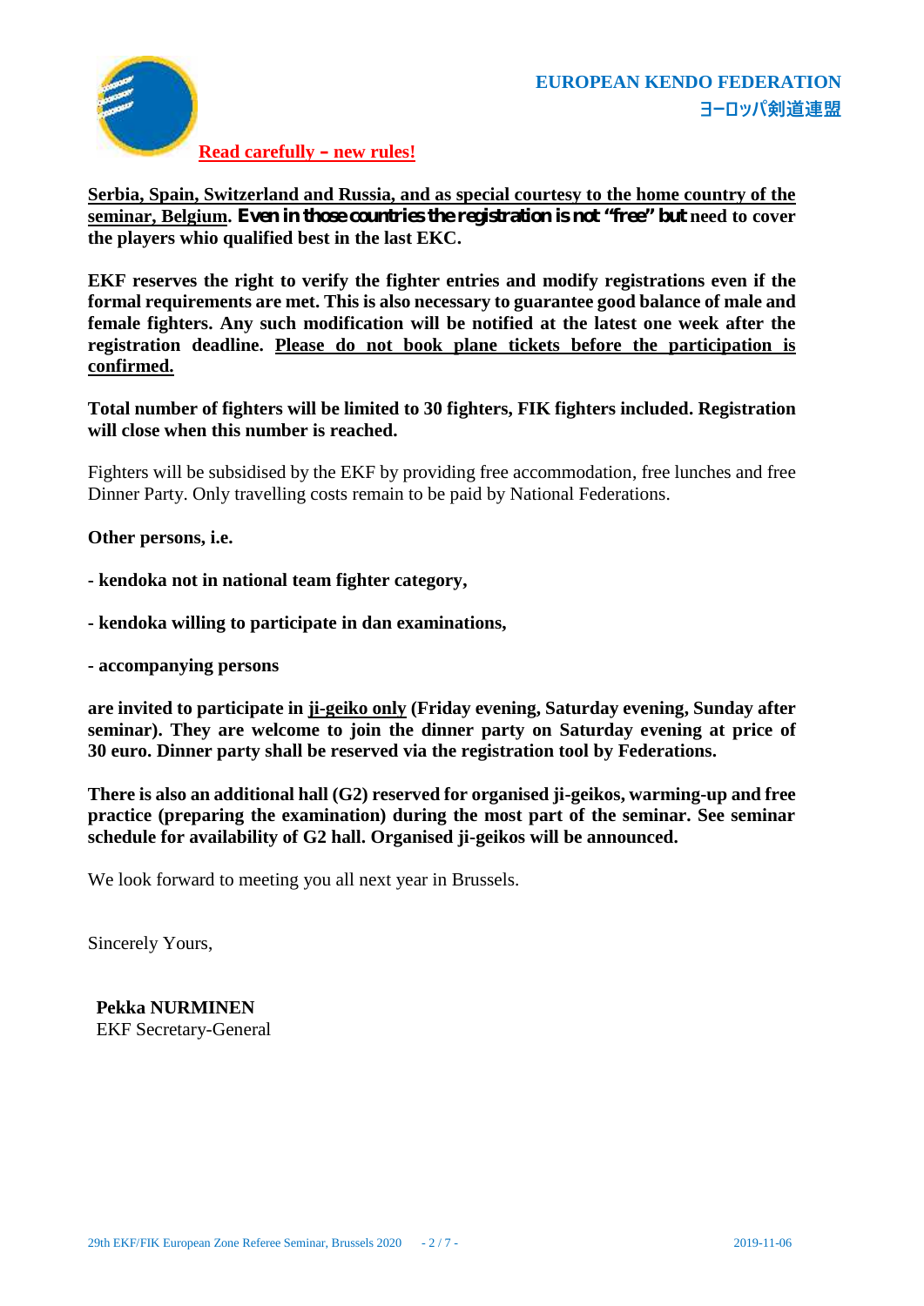**EUROPEAN KENDO FEDERATION**
**ヨーロッパ剣道連盟**

**Read carefully – new rules!**

**Serbia, Spain, Switzerland and Russia, and as special courtesy to the home country of the seminar, Belgium. Even in those countries the registration is not "free" but need to cover the players whio qualified best in the last EKC.**

**EKF reserves the right to verify the fighter entries and modify registrations even if the formal requirements are met. This is also necessary to guarantee good balance of male and female fighters. Any such modification will be notified at the latest one week after the registration deadline. Please do not book plane tickets before the participation is confirmed.**

**Total number of fighters will be limited to 30 fighters, FIK fighters included. Registration will close when this number is reached.**

Fighters will be subsidised by the EKF by providing free accommodation, free lunches and free Dinner Party. Only travelling costs remain to be paid by National Federations.

**Other persons, i.e.**

**- kendoka not in national team fighter category,**

**- kendoka willing to participate in dan examinations,**

**- accompanying persons**

**are invited to participate in ji-geiko only (Friday evening, Saturday evening, Sunday after seminar). They are welcome to join the dinner party on Saturday evening at price of 30 euro. Dinner party shall be reserved via the registration tool by Federations.**

**There is also an additional hall (G2) reserved for organised ji-geikos, warming-up and free practice (preparing the examination) during the most part of the seminar. See seminar schedule for availability of G2 hall. Organised ji-geikos will be announced.**

We look forward to meeting you all next year in Brussels.

Sincerely Yours,

**Pekka NURMINEN**
EKF Secretary-General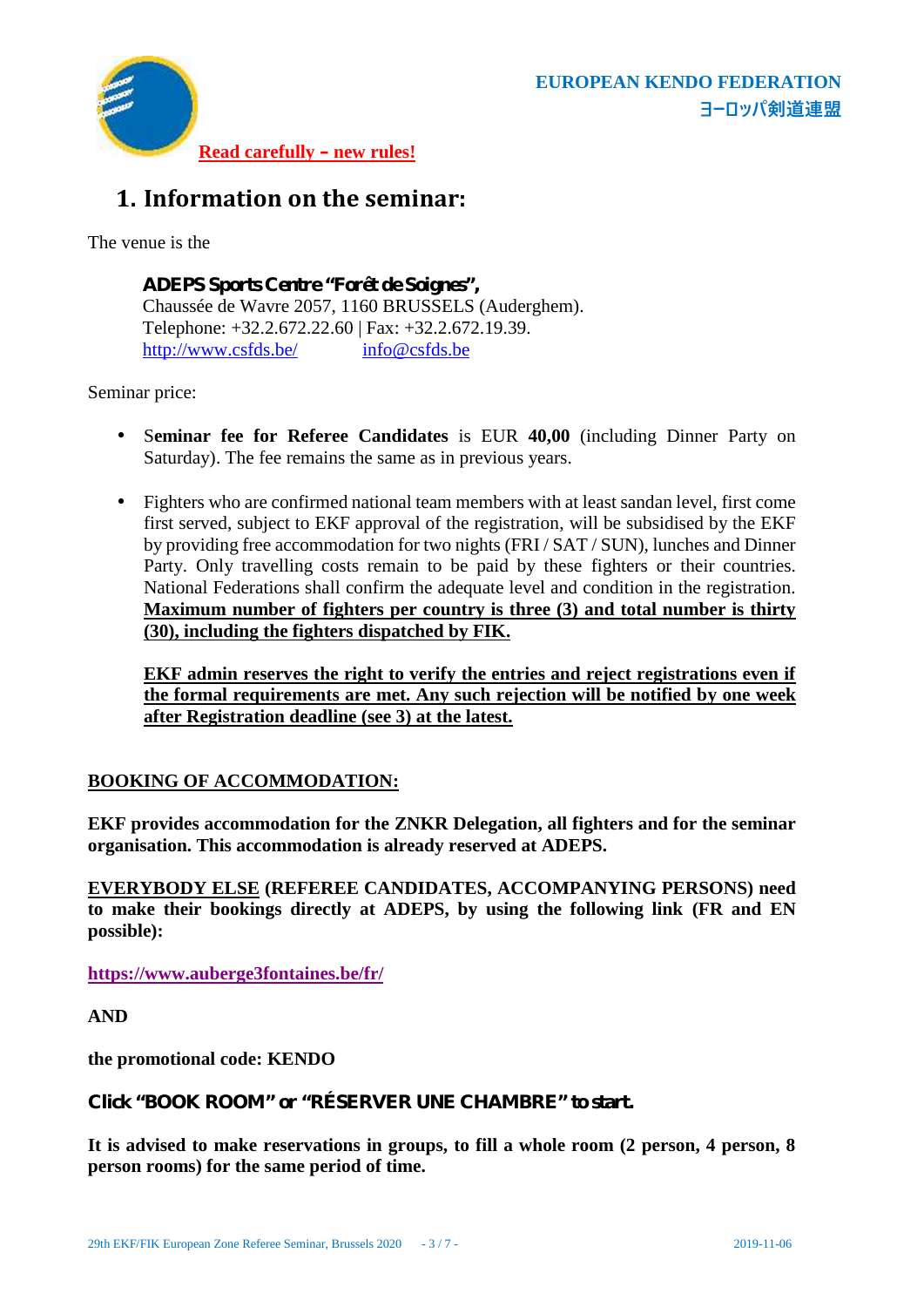EUROPEAN KENDO FEDERATION
ヨーロッパ剣道連盟

**Read carefully – new rules!**

# 1. Information on the seminar:

The venue is the

**ADEPS Sports Centre "Forêt de Soignes",**
Chaussée de Wavre 2057, 1160 BRUSSELS (Auderghem).
Telephone: +32.2.672.22.60 | Fax: +32.2.672.19.39.
http://www.csfds.be/ info@csfds.be

Seminar price:

- **Seminar fee for Referee Candidates** is EUR **40,00** (including Dinner Party on Saturday). The fee remains the same as in previous years.

- Fighters who are confirmed national team members with at least sandan level, first come first served, subject to EKF approval of the registration, will be subsidised by the EKF by providing free accommodation for two nights (FRI / SAT / SUN), lunches and Dinner Party. Only travelling costs remain to be paid by these fighters or their countries. National Federations shall confirm the adequate level and condition in the registration. **Maximum number of fighters per country is three (3) and total number is thirty (30), including the fighters dispatched by FIK.**

  **EKF admin reserves the right to verify the entries and reject registrations even if the formal requirements are met. Any such rejection will be notified by one week after Registration deadline (see 3) at the latest.**

**BOOKING OF ACCOMMODATION:**

**EKF provides accommodation for the ZNKR Delegation, all fighters and for the seminar organisation. This accommodation is already reserved at ADEPS.**

**EVERYBODY ELSE (REFEREE CANDIDATES, ACCOMPANYING PERSONS) need to make their bookings directly at ADEPS, by using the following link (FR and EN possible):**

**https://www.auberge3fontaines.be/fr/**

**AND**

**the promotional code: KENDO**

**Click "BOOK ROOM" or "RÉSERVER UNE CHAMBRE" to start.**

**It is advised to make reservations in groups, to fill a whole room (2 person, 4 person, 8 person rooms) for the same period of time.**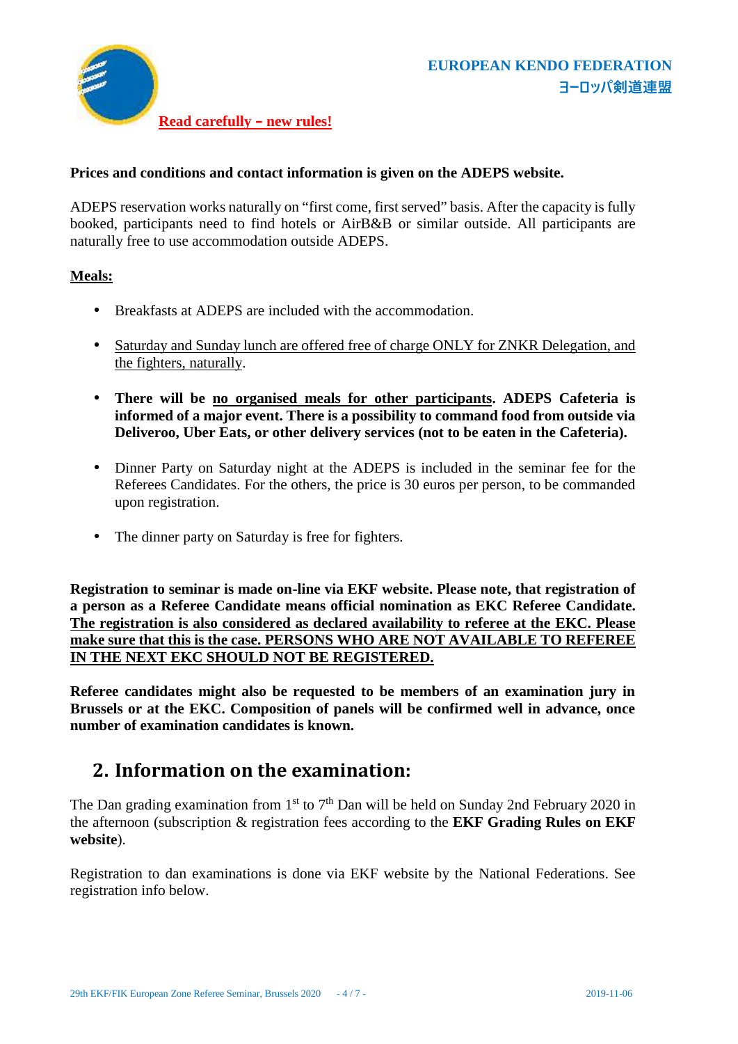**Read carefully – new rules!**

**Prices and conditions and contact information is given on the ADEPS website.**

ADEPS reservation works naturally on "first come, first served" basis. After the capacity is fully booked, participants need to find hotels or AirB&B or similar outside. All participants are naturally free to use accommodation outside ADEPS.

**Meals:**

- Breakfasts at ADEPS are included with the accommodation.
- Saturday and Sunday lunch are offered free of charge ONLY for ZNKR Delegation, and the fighters, naturally.
- **There will be no organised meals for other participants. ADEPS Cafeteria is informed of a major event. There is a possibility to command food from outside via Deliveroo, Uber Eats, or other delivery services (not to be eaten in the Cafeteria).**
- Dinner Party on Saturday night at the ADEPS is included in the seminar fee for the Referees Candidates. For the others, the price is 30 euros per person, to be commanded upon registration.
- The dinner party on Saturday is free for fighters.

**Registration to seminar is made on-line via EKF website. Please note, that registration of a person as a Referee Candidate means official nomination as EKC Referee Candidate. The registration is also considered as declared availability to referee at the EKC. Please make sure that this is the case. PERSONS WHO ARE NOT AVAILABLE TO REFEREE IN THE NEXT EKC SHOULD NOT BE REGISTERED.**

**Referee candidates might also be requested to be members of an examination jury in Brussels or at the EKC. Composition of panels will be confirmed well in advance, once number of examination candidates is known.**

## 2. Information on the examination:

The Dan grading examination from 1st to 7th Dan will be held on Sunday 2nd February 2020 in the afternoon (subscription & registration fees according to the **EKF Grading Rules on EKF website**).

Registration to dan examinations is done via EKF website by the National Federations. See registration info below.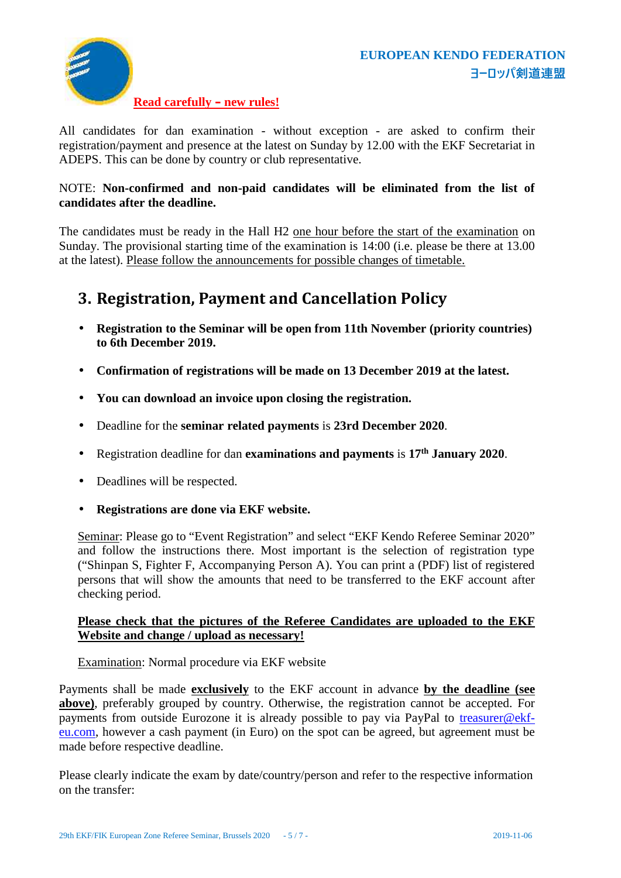**EUROPEAN KENDO FEDERATION**
**ヨーロッパ剣道連盟**

**Read carefully – new rules!**

All candidates for dan examination - without exception - are asked to confirm their registration/payment and presence at the latest on Sunday by 12.00 with the EKF Secretariat in ADEPS. This can be done by country or club representative.

NOTE: **Non-confirmed and non-paid candidates will be eliminated from the list of candidates after the deadline.**

The candidates must be ready in the Hall H2 one hour before the start of the examination on Sunday. The provisional starting time of the examination is 14:00 (i.e. please be there at 13.00 at the latest). Please follow the announcements for possible changes of timetable.

## 3. Registration, Payment and Cancellation Policy

- **Registration to the Seminar will be open from 11th November (priority countries) to 6th December 2019.**
- **Confirmation of registrations will be made on 13 December 2019 at the latest.**
- **You can download an invoice upon closing the registration.**
- Deadline for the **seminar related payments** is **23rd December 2020**.
- Registration deadline for dan **examinations and payments** is **17th January 2020**.
- Deadlines will be respected.
- **Registrations are done via EKF website.**

  Seminar: Please go to "Event Registration" and select "EKF Kendo Referee Seminar 2020" and follow the instructions there. Most important is the selection of registration type ("Shinpan S, Fighter F, Accompanying Person A). You can print a (PDF) list of registered persons that will show the amounts that need to be transferred to the EKF account after checking period.

  **Please check that the pictures of the Referee Candidates are uploaded to the EKF Website and change / upload as necessary!**

  Examination: Normal procedure via EKF website

Payments shall be made **exclusively** to the EKF account in advance **by the deadline (see above)**, preferably grouped by country. Otherwise, the registration cannot be accepted. For payments from outside Eurozone it is already possible to pay via PayPal to treasurer@ekf-eu.com, however a cash payment (in Euro) on the spot can be agreed, but agreement must be made before respective deadline.

Please clearly indicate the exam by date/country/person and refer to the respective information on the transfer: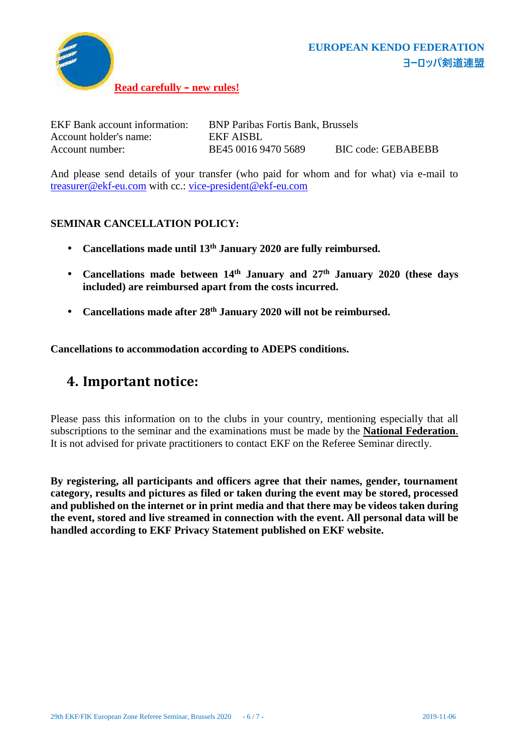**EUROPEAN KENDO FEDERATION**
**ヨーロッパ剣道連盟**

**Read carefully – new rules!**

| | | |
|---|---|---|
| EKF Bank account information: | BNP Paribas Fortis Bank, Brussels | |
| Account holder's name: | EKF AISBL | |
| Account number: | BE45 0016 9470 5689 | BIC code: GEBABEBB |

And please send details of your transfer (who paid for whom and for what) via e-mail to treasurer@ekf-eu.com with cc.: vice-president@ekf-eu.com

**SEMINAR CANCELLATION POLICY:**

- **Cancellations made until 13th January 2020 are fully reimbursed.**
- **Cancellations made between 14th January and 27th January 2020 (these days included) are reimbursed apart from the costs incurred.**
- **Cancellations made after 28th January 2020 will not be reimbursed.**

**Cancellations to accommodation according to ADEPS conditions.**

## 4. Important notice:

Please pass this information on to the clubs in your country, mentioning especially that all subscriptions to the seminar and the examinations must be made by the **National Federation**. It is not advised for private practitioners to contact EKF on the Referee Seminar directly.

**By registering, all participants and officers agree that their names, gender, tournament category, results and pictures as filed or taken during the event may be stored, processed and published on the internet or in print media and that there may be videos taken during the event, stored and live streamed in connection with the event. All personal data will be handled according to EKF Privacy Statement published on EKF website.**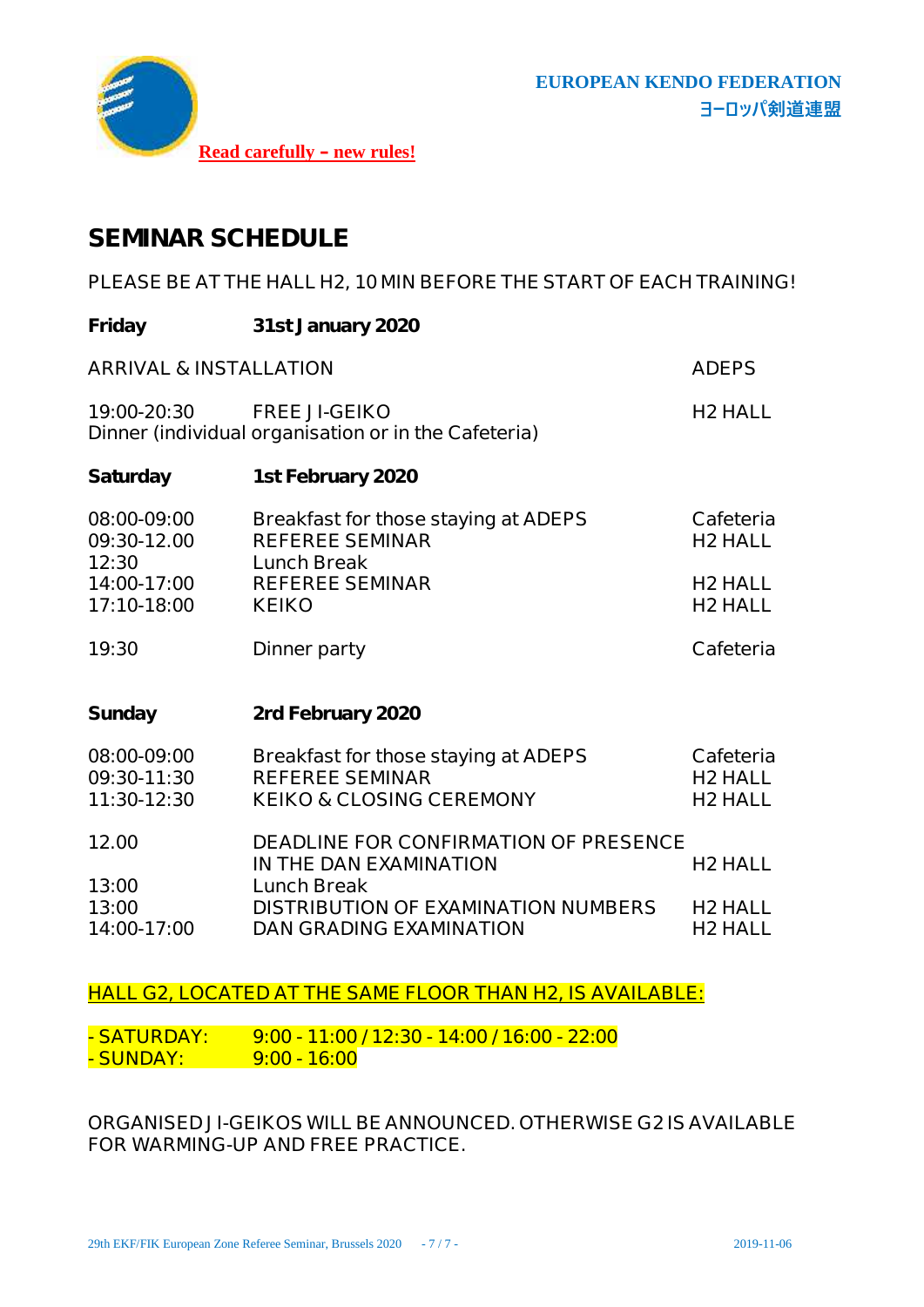EUROPEAN KENDO FEDERATION
ヨーロッパ剣道連盟

**Read carefully – new rules!**

# SEMINAR SCHEDULE

PLEASE BE AT THE HALL H2, 10 MIN BEFORE THE START OF EACH TRAINING!

**Friday** **31st January 2020**

| | | |
|---|---|---|
| ARRIVAL & INSTALLATION | | ADEPS |
| 19:00-20:30 | FREE JI-GEIKO | H2 HALL |
| Dinner (individual organisation or in the Cafeteria) | | |

**Saturday** **1st February 2020**

| | | |
|---|---|---|
| 08:00-09:00 | Breakfast for those staying at ADEPS | Cafeteria |
| 09:30-12.00 | REFEREE SEMINAR | H2 HALL |
| 12:30 | Lunch Break | |
| 14:00-17:00 | REFEREE SEMINAR | H2 HALL |
| 17:10-18:00 | KEIKO | H2 HALL |
| 19:30 | Dinner party | Cafeteria |

**Sunday** **2rd February 2020**

| | | |
|---|---|---|
| 08:00-09:00 | Breakfast for those staying at ADEPS | Cafeteria |
| 09:30-11:30 | REFEREE SEMINAR | H2 HALL |
| 11:30-12:30 | KEIKO & CLOSING CEREMONY | H2 HALL |
| 12.00 | DEADLINE FOR CONFIRMATION OF PRESENCE IN THE DAN EXAMINATION | H2 HALL |
| 13:00 | Lunch Break | |
| 13:00 | DISTRIBUTION OF EXAMINATION NUMBERS | H2 HALL |
| 14:00-17:00 | DAN GRADING EXAMINATION | H2 HALL |

HALL G2, LOCATED AT THE SAME FLOOR THAN H2, IS AVAILABLE:

- SATURDAY: 9:00 - 11:00 / 12:30 - 14:00 / 16:00 - 22:00
- SUNDAY: 9:00 - 16:00

ORGANISED JI-GEIKOS WILL BE ANNOUNCED. OTHERWISE G2 IS AVAILABLE FOR WARMING-UP AND FREE PRACTICE.